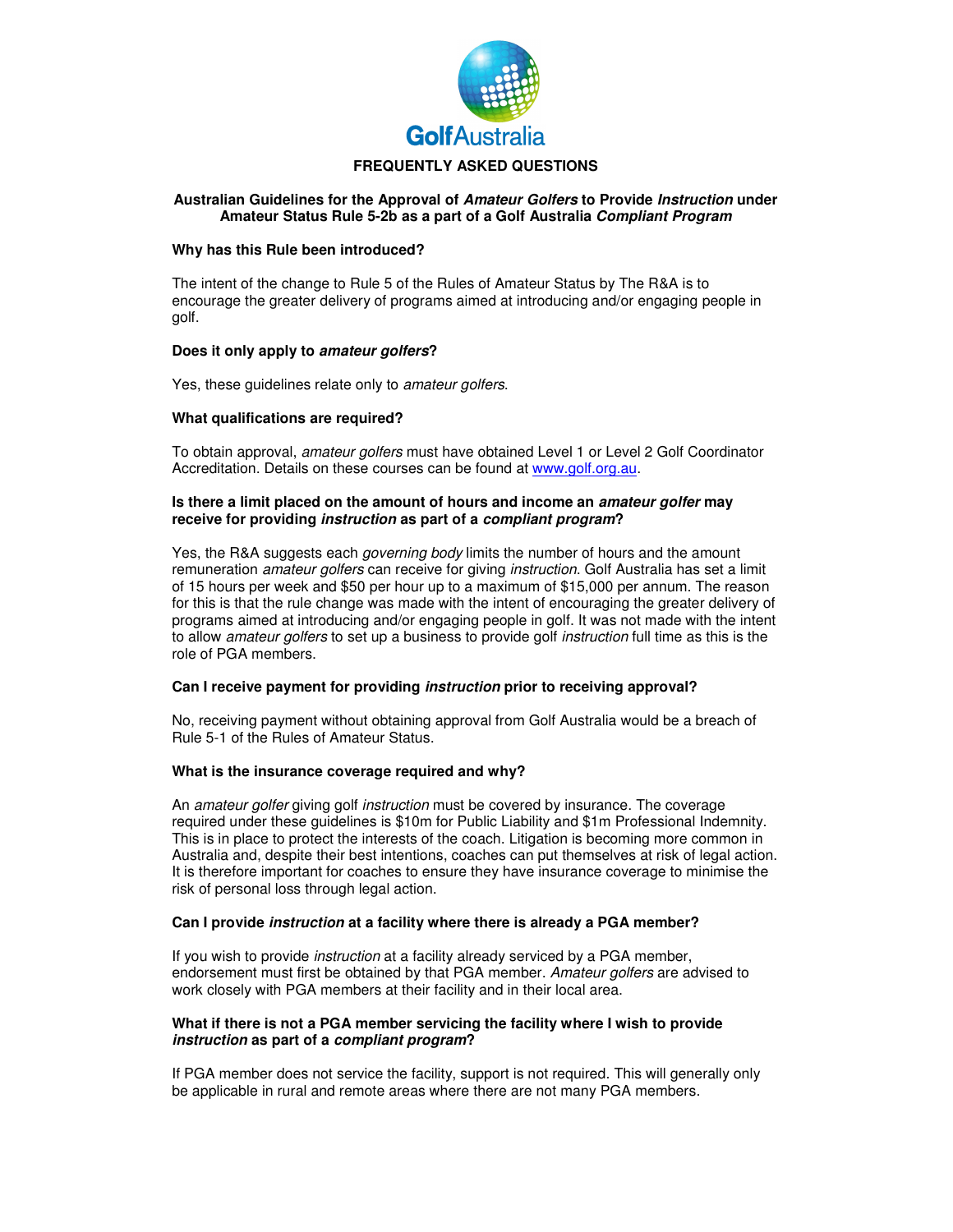Golf Australia

# FREQUENTLY ASKED QUESTIONS

## Australian Guidelines for the Approval of *Amateur Golfers* to Provide *Instruction* under Amateur Status Rule 5-2b as a part of a Golf Australia *Compliant Program*

### Why has this Rule been introduced?

The intent of the change to Rule 5 of the Rules of Amateur Status by The R&A is to encourage the greater delivery of programs aimed at introducing and/or engaging people in golf.

### Does it only apply to *amateur golfers*?

Yes, these guidelines relate only to *amateur golfers*.

### What qualifications are required?

To obtain approval, *amateur golfers* must have obtained Level 1 or Level 2 Golf Coordinator Accreditation. Details on these courses can be found at www.golf.org.au.

### Is there a limit placed on the amount of hours and income an *amateur golfer* may receive for providing *instruction* as part of a *compliant program*?

Yes, the R&A suggests each *governing body* limits the number of hours and the amount remuneration *amateur golfers* can receive for giving *instruction*. Golf Australia has set a limit of 15 hours per week and $50 per hour up to a maximum of $15,000 per annum. The reason for this is that the rule change was made with the intent of encouraging the greater delivery of programs aimed at introducing and/or engaging people in golf. It was not made with the intent to allow *amateur golfers* to set up a business to provide golf *instruction* full time as this is the role of PGA members.

### Can I receive payment for providing *instruction* prior to receiving approval?

No, receiving payment without obtaining approval from Golf Australia would be a breach of Rule 5-1 of the Rules of Amateur Status.

### What is the insurance coverage required and why?

An *amateur golfer* giving golf *instruction* must be covered by insurance. The coverage required under these guidelines is $10m for Public Liability and $1m Professional Indemnity. This is in place to protect the interests of the coach. Litigation is becoming more common in Australia and, despite their best intentions, coaches can put themselves at risk of legal action. It is therefore important for coaches to ensure they have insurance coverage to minimise the risk of personal loss through legal action.

### Can I provide *instruction* at a facility where there is already a PGA member?

If you wish to provide *instruction* at a facility already serviced by a PGA member, endorsement must first be obtained by that PGA member. *Amateur golfers* are advised to work closely with PGA members at their facility and in their local area.

### What if there is not a PGA member servicing the facility where I wish to provide *instruction* as part of a *compliant program*?

If PGA member does not service the facility, support is not required. This will generally only be applicable in rural and remote areas where there are not many PGA members.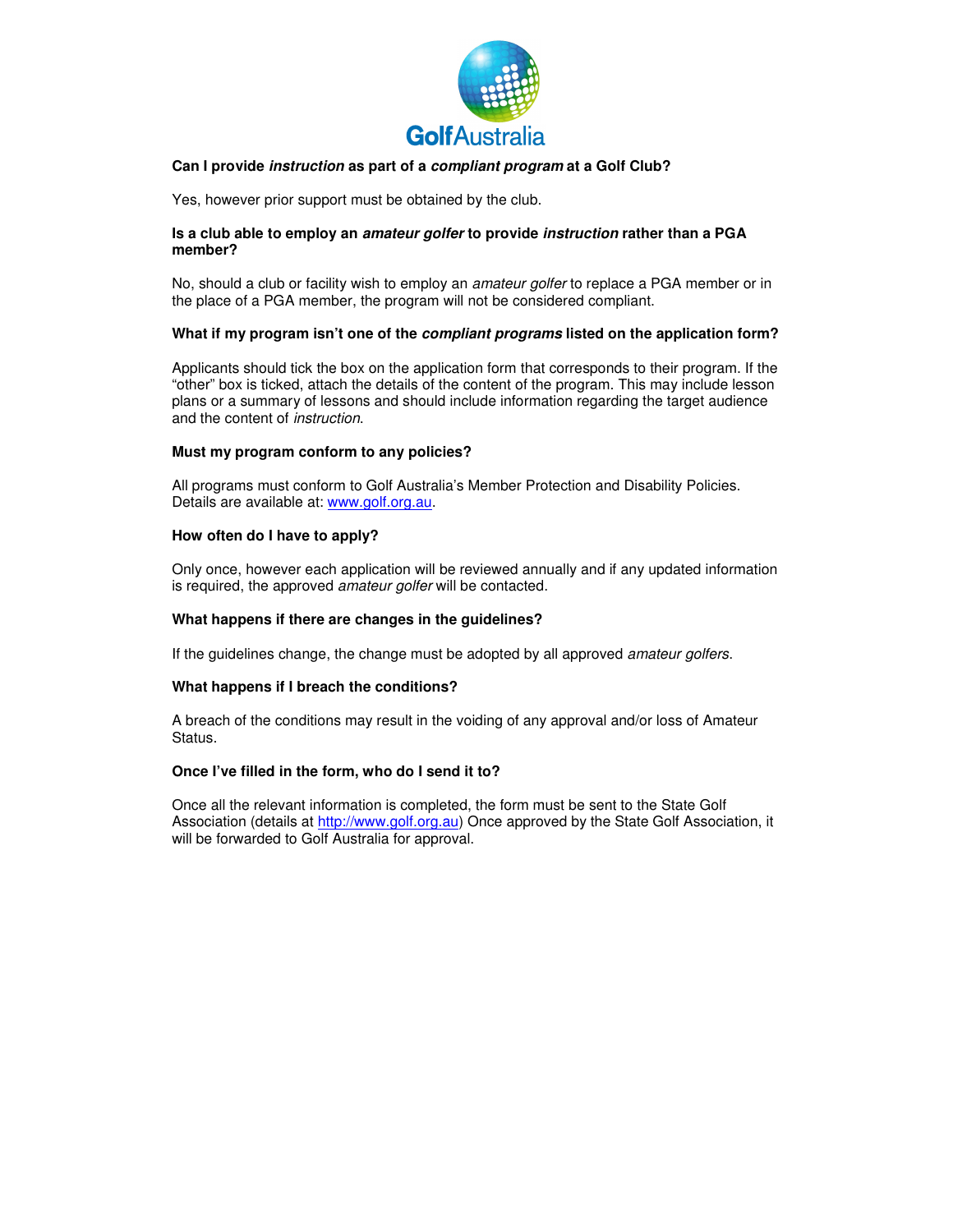**Can I provide *instruction* as part of a *compliant program* at a Golf Club?**

Yes, however prior support must be obtained by the club.

**Is a club able to employ an *amateur golfer* to provide *instruction* rather than a PGA member?**

No, should a club or facility wish to employ an *amateur golfer* to replace a PGA member or in the place of a PGA member, the program will not be considered compliant.

**What if my program isn't one of the *compliant programs* listed on the application form?**

Applicants should tick the box on the application form that corresponds to their program. If the "other" box is ticked, attach the details of the content of the program. This may include lesson plans or a summary of lessons and should include information regarding the target audience and the content of *instruction*.

**Must my program conform to any policies?**

All programs must conform to Golf Australia's Member Protection and Disability Policies. Details are available at: www.golf.org.au.

**How often do I have to apply?**

Only once, however each application will be reviewed annually and if any updated information is required, the approved *amateur golfer* will be contacted.

**What happens if there are changes in the guidelines?**

If the guidelines change, the change must be adopted by all approved *amateur golfers*.

**What happens if I breach the conditions?**

A breach of the conditions may result in the voiding of any approval and/or loss of Amateur Status.

**Once I've filled in the form, who do I send it to?**

Once all the relevant information is completed, the form must be sent to the State Golf Association (details at http://www.golf.org.au) Once approved by the State Golf Association, it will be forwarded to Golf Australia for approval.